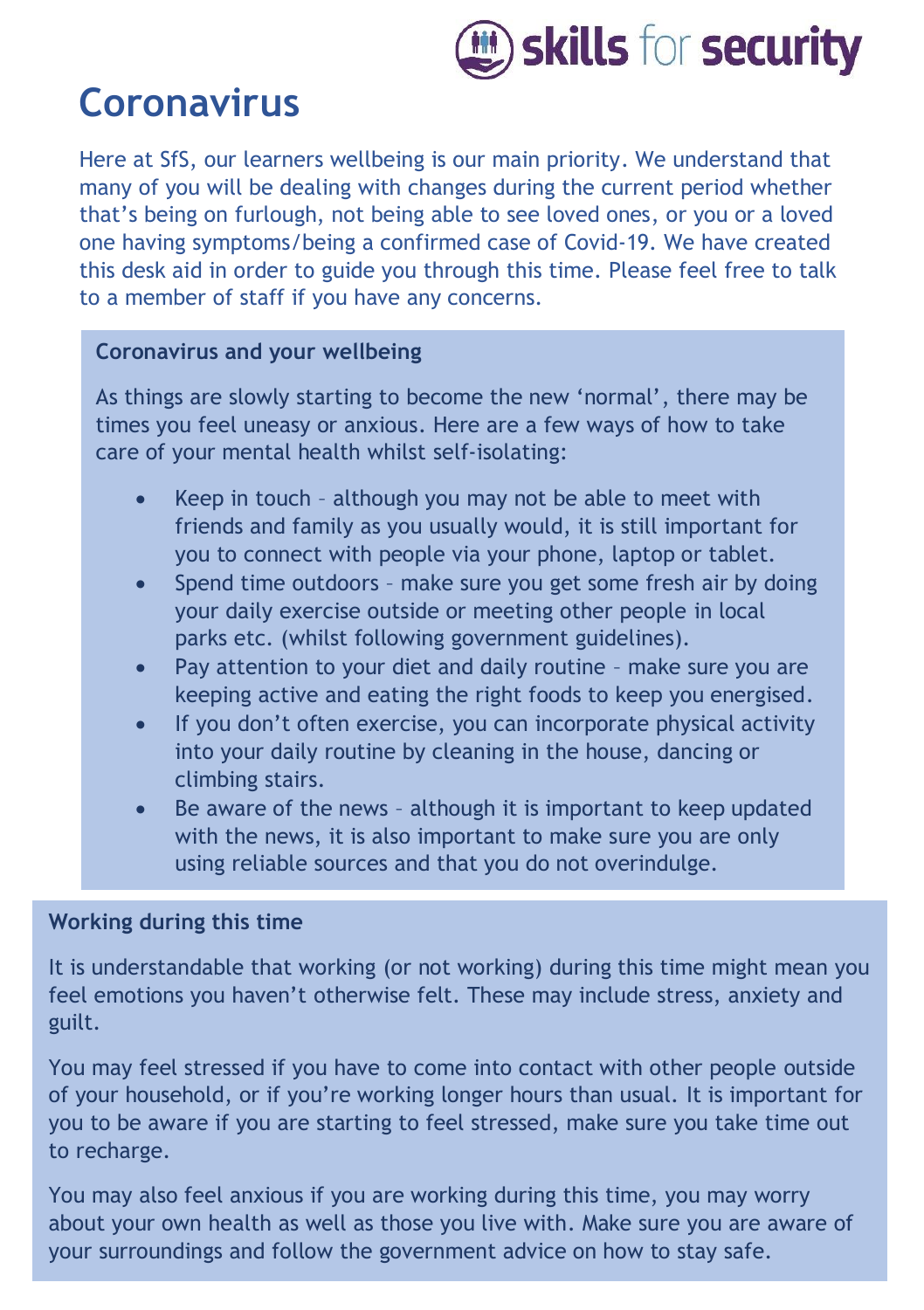skills for security

# Coronavirus

Here at SfS, our learners wellbeing is our main priority. We understand that many of you will be dealing with changes during the current period whether that's being on furlough, not being able to see loved ones, or you or a loved one having symptoms/being a confirmed case of Covid-19. We have created this desk aid in order to guide you through this time. Please feel free to talk to a member of staff if you have any concerns.

**Coronavirus and your wellbeing**

As things are slowly starting to become the new 'normal', there may be times you feel uneasy or anxious. Here are a few ways of how to take care of your mental health whilst self-isolating:

- Keep in touch – although you may not be able to meet with friends and family as you usually would, it is still important for you to connect with people via your phone, laptop or tablet.
- Spend time outdoors – make sure you get some fresh air by doing your daily exercise outside or meeting other people in local parks etc. (whilst following government guidelines).
- Pay attention to your diet and daily routine – make sure you are keeping active and eating the right foods to keep you energised.
- If you don't often exercise, you can incorporate physical activity into your daily routine by cleaning in the house, dancing or climbing stairs.
- Be aware of the news – although it is important to keep updated with the news, it is also important to make sure you are only using reliable sources and that you do not overindulge.

**Working during this time**

It is understandable that working (or not working) during this time might mean you feel emotions you haven't otherwise felt. These may include stress, anxiety and guilt.

You may feel stressed if you have to come into contact with other people outside of your household, or if you're working longer hours than usual. It is important for you to be aware if you are starting to feel stressed, make sure you take time out to recharge.

You may also feel anxious if you are working during this time, you may worry about your own health as well as those you live with. Make sure you are aware of your surroundings and follow the government advice on how to stay safe.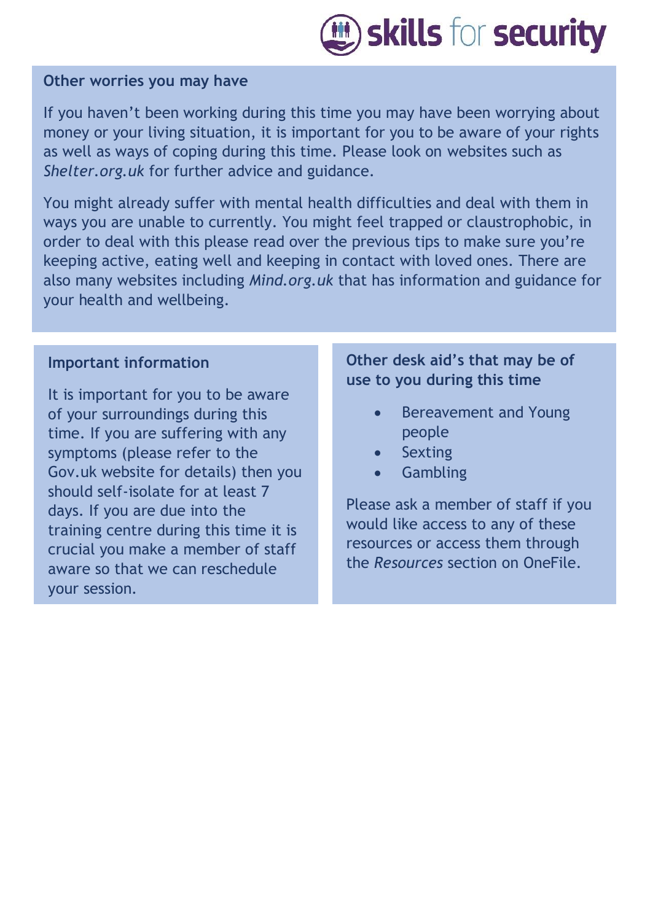## Other worries you may have

If you haven't been working during this time you may have been worrying about money or your living situation, it is important for you to be aware of your rights as well as ways of coping during this time. Please look on websites such as *Shelter.org.uk* for further advice and guidance.

You might already suffer with mental health difficulties and deal with them in ways you are unable to currently. You might feel trapped or claustrophobic, in order to deal with this please read over the previous tips to make sure you're keeping active, eating well and keeping in contact with loved ones. There are also many websites including *Mind.org.uk* that has information and guidance for your health and wellbeing.

## Important information

It is important for you to be aware of your surroundings during this time. If you are suffering with any symptoms (please refer to the Gov.uk website for details) then you should self-isolate for at least 7 days. If you are due into the training centre during this time it is crucial you make a member of staff aware so that we can reschedule your session.

## Other desk aid's that may be of use to you during this time

- Bereavement and Young people
- Sexting
- Gambling

Please ask a member of staff if you would like access to any of these resources or access them through the *Resources* section on OneFile.